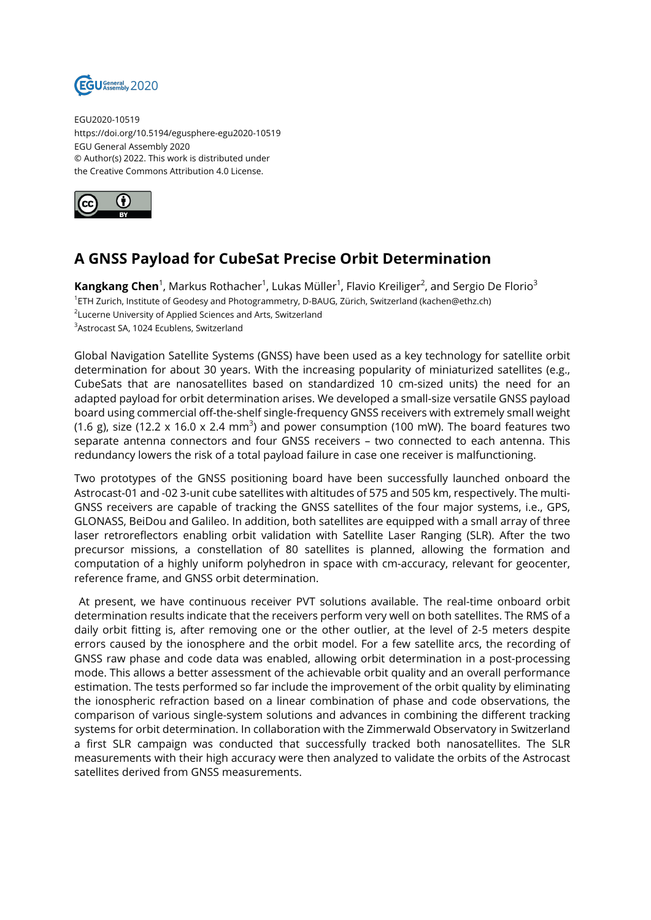EGU2020-10519
https://doi.org/10.5194/egusphere-egu2020-10519
EGU General Assembly 2020
© Author(s) 2022. This work is distributed under
the Creative Commons Attribution 4.0 License.

# A GNSS Payload for CubeSat Precise Orbit Determination

**Kangkang Chen**[1], Markus Rothacher[1], Lukas Müller[1], Flavio Kreiliger[2], and Sergio De Florio[3]

[1]ETH Zurich, Institute of Geodesy and Photogrammetry, D-BAUG, Zürich, Switzerland (kachen@ethz.ch)
[2]Lucerne University of Applied Sciences and Arts, Switzerland
[3]Astrocast SA, 1024 Ecublens, Switzerland

Global Navigation Satellite Systems (GNSS) have been used as a key technology for satellite orbit determination for about 30 years. With the increasing popularity of miniaturized satellites (e.g., CubeSats that are nanosatellites based on standardized 10 cm-sized units) the need for an adapted payload for orbit determination arises. We developed a small-size versatile GNSS payload board using commercial off-the-shelf single-frequency GNSS receivers with extremely small weight (1.6 g), size (12.2 x 16.0 x 2.4 $mm^3$) and power consumption (100 mW). The board features two separate antenna connectors and four GNSS receivers – two connected to each antenna. This redundancy lowers the risk of a total payload failure in case one receiver is malfunctioning.

Two prototypes of the GNSS positioning board have been successfully launched onboard the Astrocast-01 and -02 3-unit cube satellites with altitudes of 575 and 505 km, respectively. The multi-GNSS receivers are capable of tracking the GNSS satellites of the four major systems, i.e., GPS, GLONASS, BeiDou and Galileo. In addition, both satellites are equipped with a small array of three laser retroreflectors enabling orbit validation with Satellite Laser Ranging (SLR). After the two precursor missions, a constellation of 80 satellites is planned, allowing the formation and computation of a highly uniform polyhedron in space with cm-accuracy, relevant for geocenter, reference frame, and GNSS orbit determination.

At present, we have continuous receiver PVT solutions available. The real-time onboard orbit determination results indicate that the receivers perform very well on both satellites. The RMS of a daily orbit fitting is, after removing one or the other outlier, at the level of 2-5 meters despite errors caused by the ionosphere and the orbit model. For a few satellite arcs, the recording of GNSS raw phase and code data was enabled, allowing orbit determination in a post-processing mode. This allows a better assessment of the achievable orbit quality and an overall performance estimation. The tests performed so far include the improvement of the orbit quality by eliminating the ionospheric refraction based on a linear combination of phase and code observations, the comparison of various single-system solutions and advances in combining the different tracking systems for orbit determination. In collaboration with the Zimmerwald Observatory in Switzerland a first SLR campaign was conducted that successfully tracked both nanosatellites. The SLR measurements with their high accuracy were then analyzed to validate the orbits of the Astrocast satellites derived from GNSS measurements.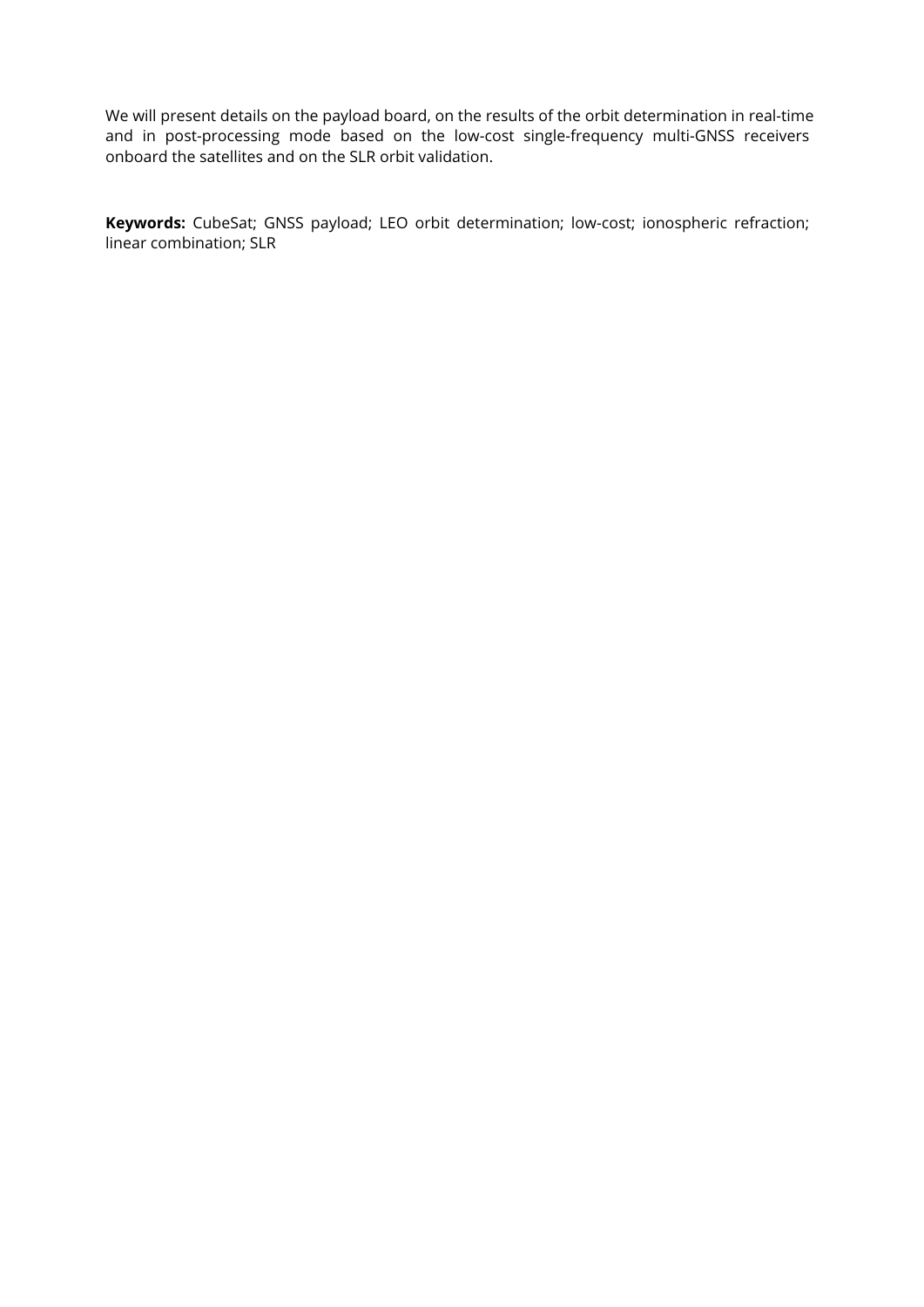We will present details on the payload board, on the results of the orbit determination in real-time and in post-processing mode based on the low-cost single-frequency multi-GNSS receivers onboard the satellites and on the SLR orbit validation.

**Keywords:** CubeSat; GNSS payload; LEO orbit determination; low-cost; ionospheric refraction; linear combination; SLR